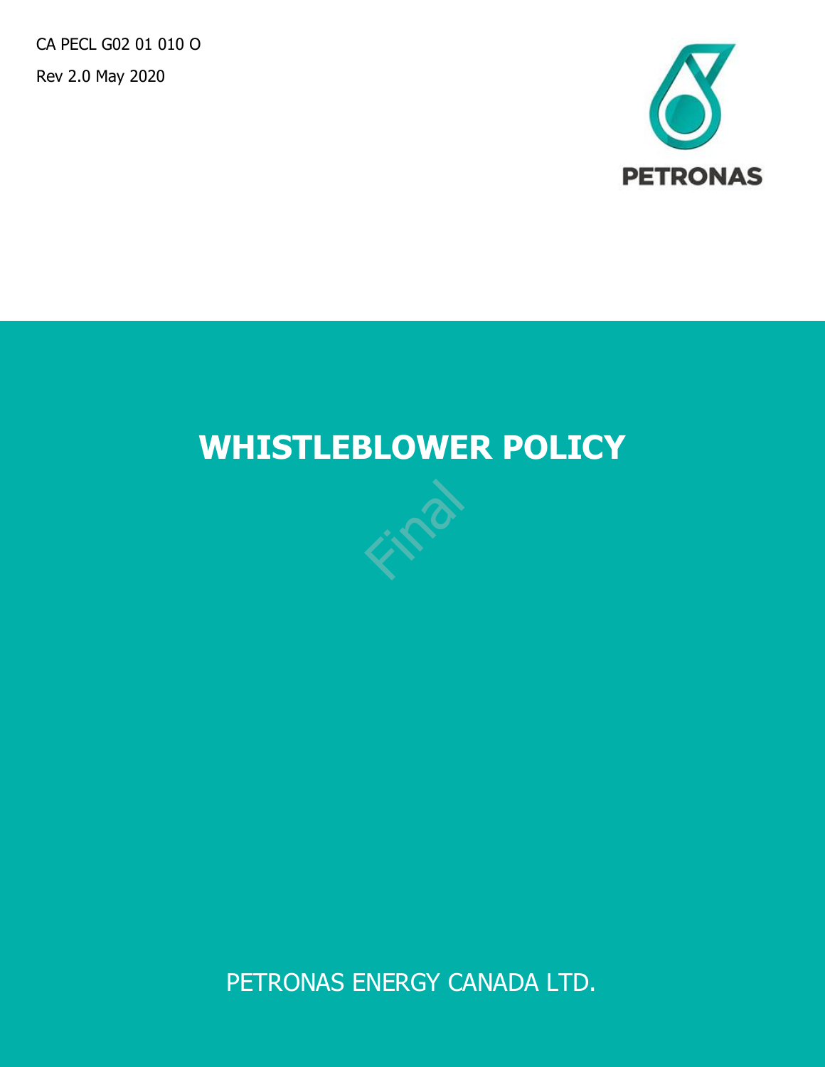CA PECL G02 01 010 O

Rev 2.0 May 2020

PETRONAS

# WHISTLEBLOWER POLICY

Final

PETRONAS ENERGY CANADA LTD.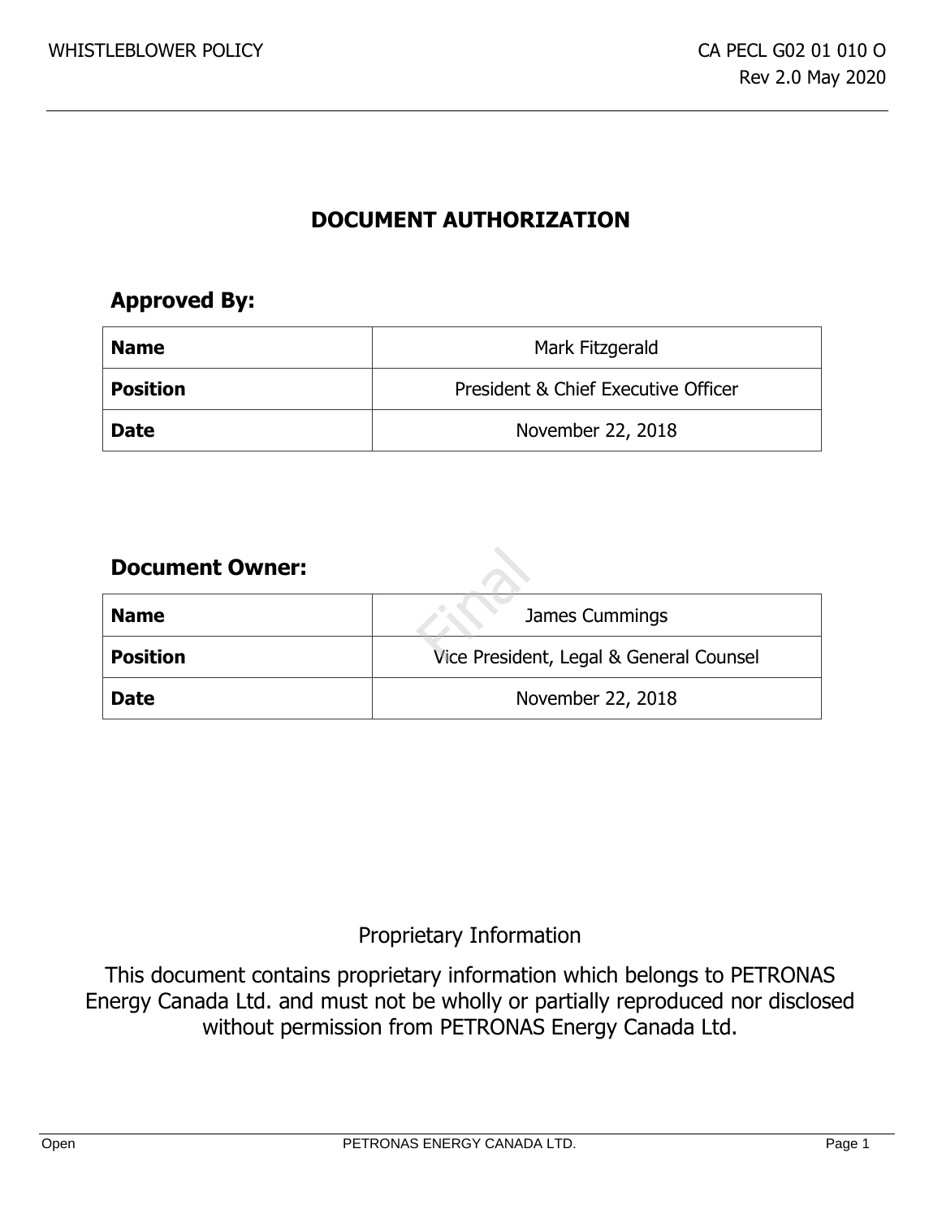# DOCUMENT AUTHORIZATION

## Approved By:

| **Name** | Mark Fitzgerald |
|---|---|
| **Position** | President & Chief Executive Officer |
| **Date** | November 22, 2018 |

## Document Owner:

| **Name** | James Cummings |
|---|---|
| **Position** | Vice President, Legal & General Counsel |
| **Date** | November 22, 2018 |

Proprietary Information

This document contains proprietary information which belongs to PETRONAS Energy Canada Ltd. and must not be wholly or partially reproduced nor disclosed without permission from PETRONAS Energy Canada Ltd.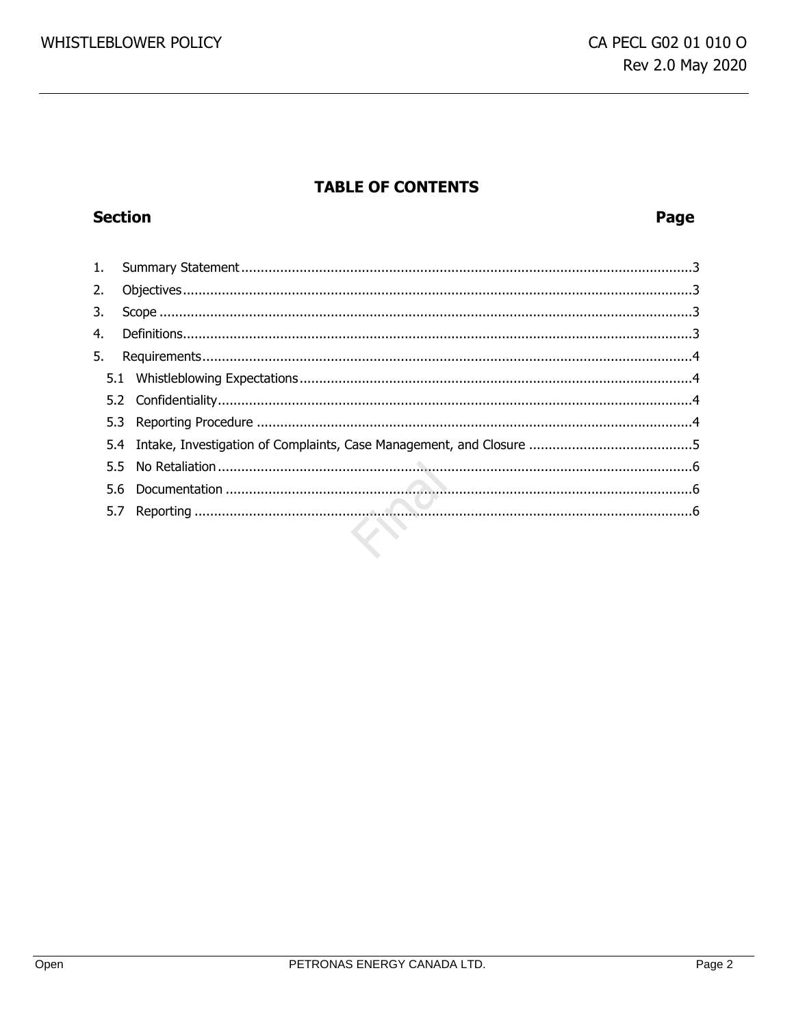# TABLE OF CONTENTS

| Section | Page |
| --- | --- |
| 1. Summary Statement | 3 |
| 2. Objectives | 3 |
| 3. Scope | 3 |
| 4. Definitions | 3 |
| 5. Requirements | 4 |
| 5.1 Whistleblowing Expectations | 4 |
| 5.2 Confidentiality | 4 |
| 5.3 Reporting Procedure | 4 |
| 5.4 Intake, Investigation of Complaints, Case Management, and Closure | 5 |
| 5.5 No Retaliation | 6 |
| 5.6 Documentation | 6 |
| 5.7 Reporting | 6 |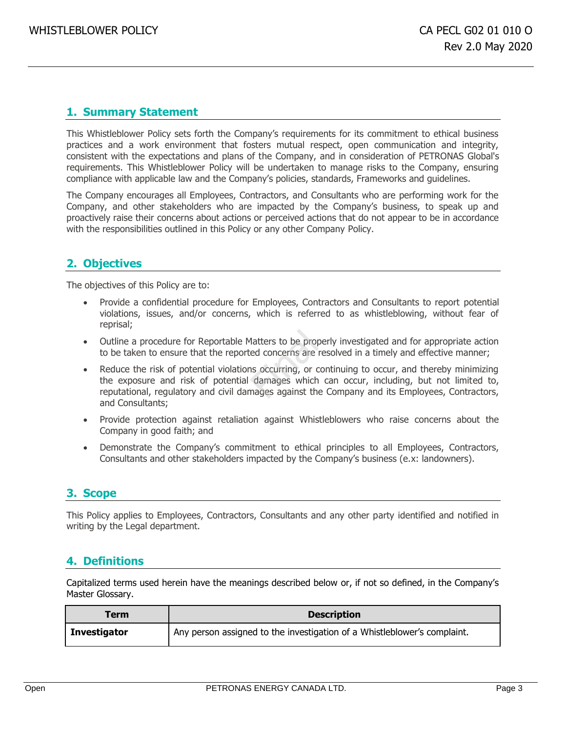## 1. Summary Statement

This Whistleblower Policy sets forth the Company's requirements for its commitment to ethical business practices and a work environment that fosters mutual respect, open communication and integrity, consistent with the expectations and plans of the Company, and in consideration of PETRONAS Global's requirements. This Whistleblower Policy will be undertaken to manage risks to the Company, ensuring compliance with applicable law and the Company's policies, standards, Frameworks and guidelines.

The Company encourages all Employees, Contractors, and Consultants who are performing work for the Company, and other stakeholders who are impacted by the Company's business, to speak up and proactively raise their concerns about actions or perceived actions that do not appear to be in accordance with the responsibilities outlined in this Policy or any other Company Policy.

## 2. Objectives

The objectives of this Policy are to:

- Provide a confidential procedure for Employees, Contractors and Consultants to report potential violations, issues, and/or concerns, which is referred to as whistleblowing, without fear of reprisal;
- Outline a procedure for Reportable Matters to be properly investigated and for appropriate action to be taken to ensure that the reported concerns are resolved in a timely and effective manner;
- Reduce the risk of potential violations occurring, or continuing to occur, and thereby minimizing the exposure and risk of potential damages which can occur, including, but not limited to, reputational, regulatory and civil damages against the Company and its Employees, Contractors, and Consultants;
- Provide protection against retaliation against Whistleblowers who raise concerns about the Company in good faith; and
- Demonstrate the Company's commitment to ethical principles to all Employees, Contractors, Consultants and other stakeholders impacted by the Company's business (e.x: landowners).

## 3. Scope

This Policy applies to Employees, Contractors, Consultants and any other party identified and notified in writing by the Legal department.

## 4. Definitions

Capitalized terms used herein have the meanings described below or, if not so defined, in the Company's Master Glossary.

| Term | Description |
| --- | --- |
| **Investigator** | Any person assigned to the investigation of a Whistleblower's complaint. |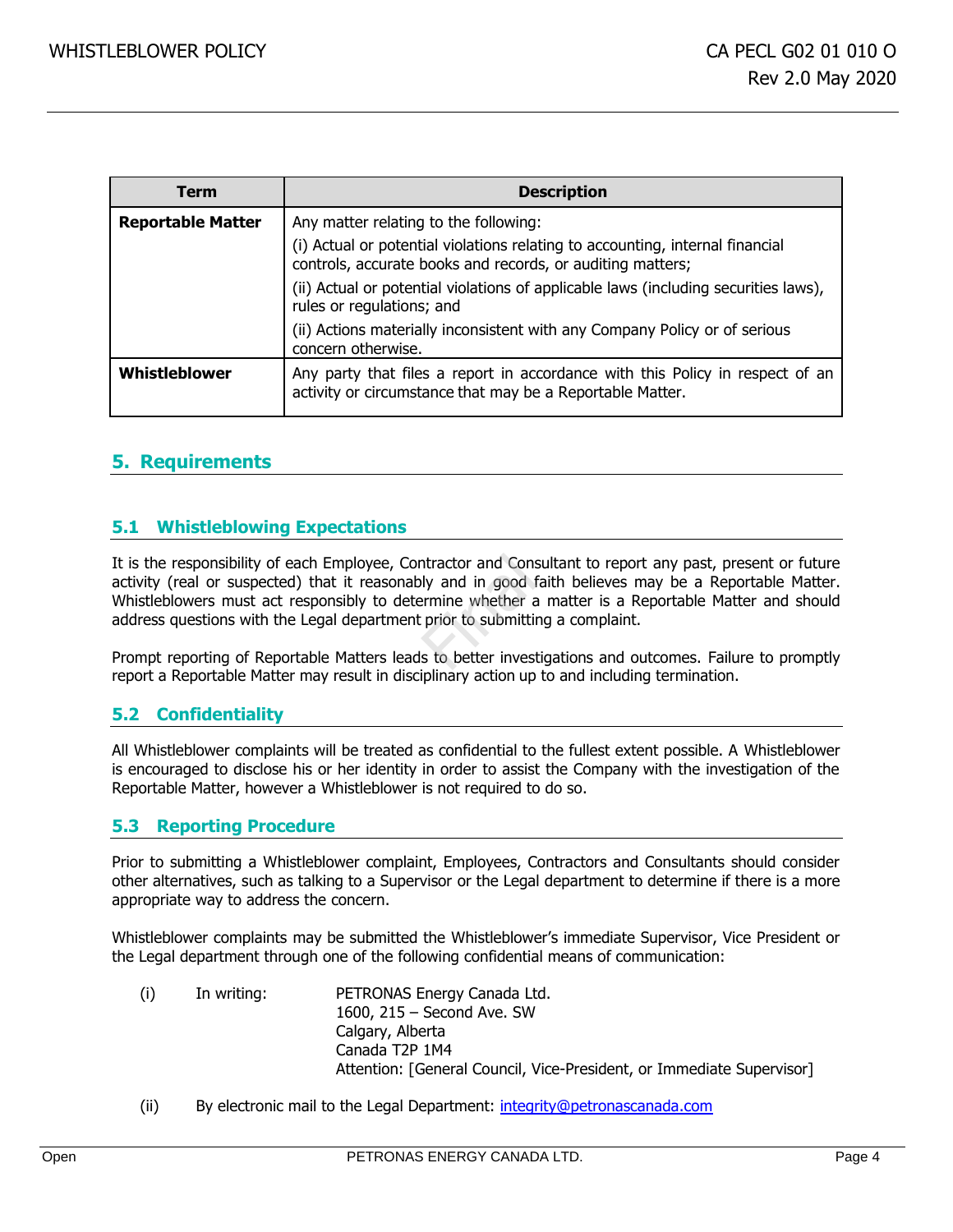| Term | Description |
| --- | --- |
| **Reportable Matter** | Any matter relating to the following:<br>(i) Actual or potential violations relating to accounting, internal financial controls, accurate books and records, or auditing matters;<br>(ii) Actual or potential violations of applicable laws (including securities laws), rules or regulations; and<br>(ii) Actions materially inconsistent with any Company Policy or of serious concern otherwise. |
| **Whistleblower** | Any party that files a report in accordance with this Policy in respect of an activity or circumstance that may be a Reportable Matter. |

## 5. Requirements

### 5.1 Whistleblowing Expectations

It is the responsibility of each Employee, Contractor and Consultant to report any past, present or future activity (real or suspected) that it reasonably and in good faith believes may be a Reportable Matter. Whistleblowers must act responsibly to determine whether a matter is a Reportable Matter and should address questions with the Legal department prior to submitting a complaint.

Prompt reporting of Reportable Matters leads to better investigations and outcomes. Failure to promptly report a Reportable Matter may result in disciplinary action up to and including termination.

### 5.2 Confidentiality

All Whistleblower complaints will be treated as confidential to the fullest extent possible. A Whistleblower is encouraged to disclose his or her identity in order to assist the Company with the investigation of the Reportable Matter, however a Whistleblower is not required to do so.

### 5.3 Reporting Procedure

Prior to submitting a Whistleblower complaint, Employees, Contractors and Consultants should consider other alternatives, such as talking to a Supervisor or the Legal department to determine if there is a more appropriate way to address the concern.

Whistleblower complaints may be submitted the Whistleblower's immediate Supervisor, Vice President or the Legal department through one of the following confidential means of communication:

(i) In writing:
PETRONAS Energy Canada Ltd.
1600, 215 – Second Ave. SW
Calgary, Alberta
Canada T2P 1M4
Attention: [General Council, Vice-President, or Immediate Supervisor]

(ii) By electronic mail to the Legal Department: integrity@petronascanada.com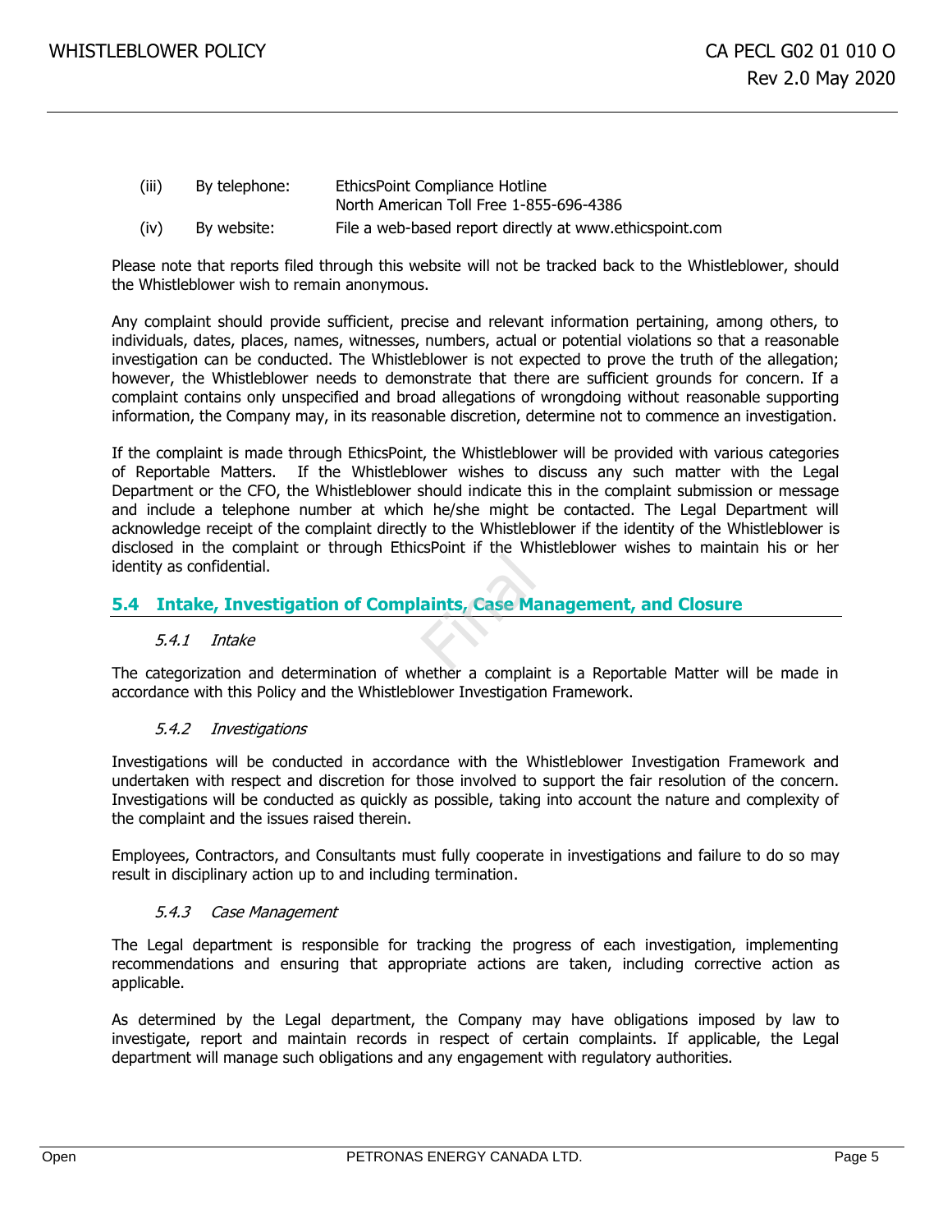(iii) By telephone: EthicsPoint Compliance Hotline
North American Toll Free 1-855-696-4386

(iv) By website: File a web-based report directly at www.ethicspoint.com

Please note that reports filed through this website will not be tracked back to the Whistleblower, should the Whistleblower wish to remain anonymous.

Any complaint should provide sufficient, precise and relevant information pertaining, among others, to individuals, dates, places, names, witnesses, numbers, actual or potential violations so that a reasonable investigation can be conducted. The Whistleblower is not expected to prove the truth of the allegation; however, the Whistleblower needs to demonstrate that there are sufficient grounds for concern. If a complaint contains only unspecified and broad allegations of wrongdoing without reasonable supporting information, the Company may, in its reasonable discretion, determine not to commence an investigation.

If the complaint is made through EthicsPoint, the Whistleblower will be provided with various categories of Reportable Matters. If the Whistleblower wishes to discuss any such matter with the Legal Department or the CFO, the Whistleblower should indicate this in the complaint submission or message and include a telephone number at which he/she might be contacted. The Legal Department will acknowledge receipt of the complaint directly to the Whistleblower if the identity of the Whistleblower is disclosed in the complaint or through EthicsPoint if the Whistleblower wishes to maintain his or her identity as confidential.

## 5.4 Intake, Investigation of Complaints, Case Management, and Closure

### *5.4.1 Intake*

The categorization and determination of whether a complaint is a Reportable Matter will be made in accordance with this Policy and the Whistleblower Investigation Framework.

### *5.4.2 Investigations*

Investigations will be conducted in accordance with the Whistleblower Investigation Framework and undertaken with respect and discretion for those involved to support the fair resolution of the concern. Investigations will be conducted as quickly as possible, taking into account the nature and complexity of the complaint and the issues raised therein.

Employees, Contractors, and Consultants must fully cooperate in investigations and failure to do so may result in disciplinary action up to and including termination.

### *5.4.3 Case Management*

The Legal department is responsible for tracking the progress of each investigation, implementing recommendations and ensuring that appropriate actions are taken, including corrective action as applicable.

As determined by the Legal department, the Company may have obligations imposed by law to investigate, report and maintain records in respect of certain complaints. If applicable, the Legal department will manage such obligations and any engagement with regulatory authorities.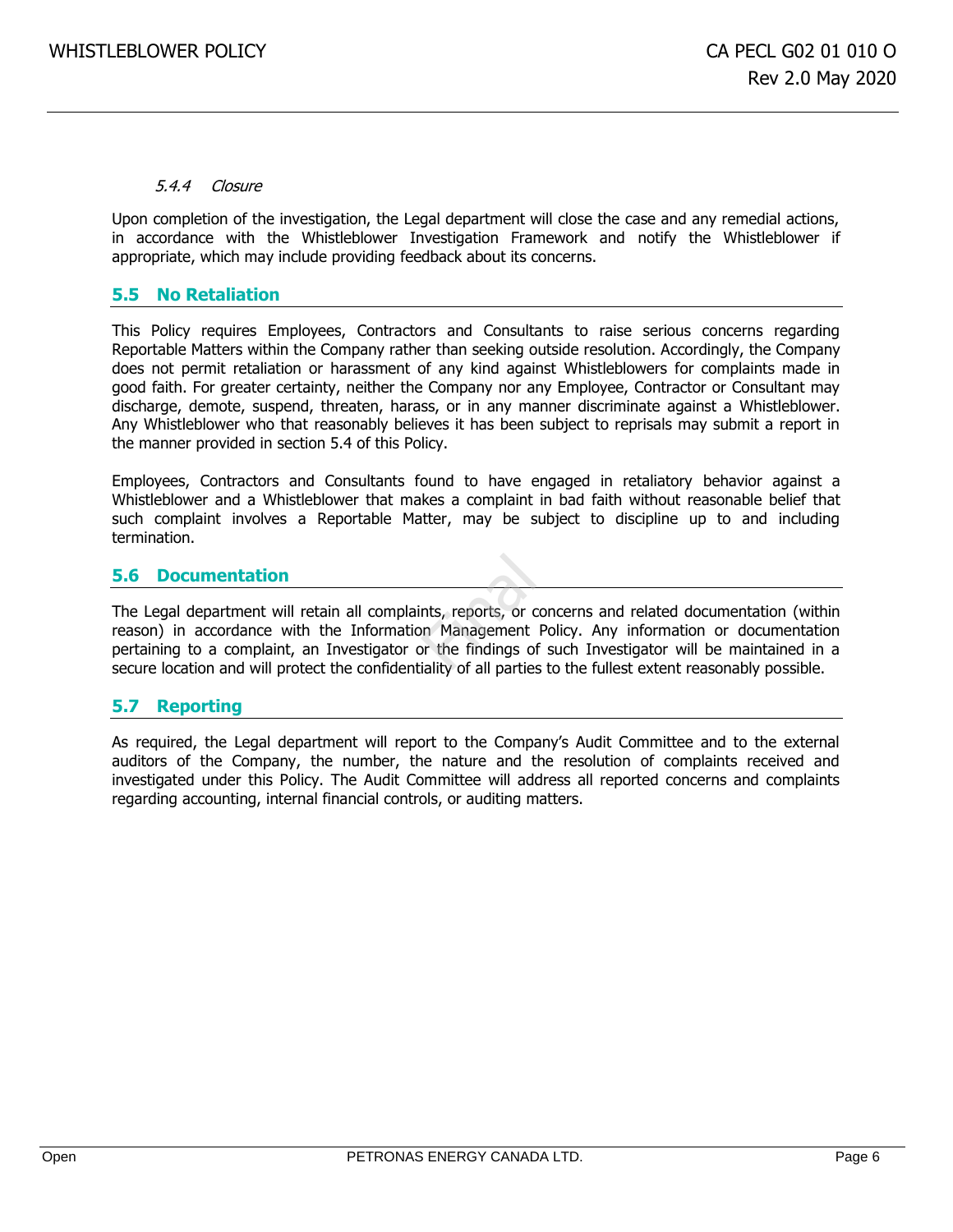#### *5.4.4 Closure*

Upon completion of the investigation, the Legal department will close the case and any remedial actions, in accordance with the Whistleblower Investigation Framework and notify the Whistleblower if appropriate, which may include providing feedback about its concerns.

## 5.5 No Retaliation

This Policy requires Employees, Contractors and Consultants to raise serious concerns regarding Reportable Matters within the Company rather than seeking outside resolution. Accordingly, the Company does not permit retaliation or harassment of any kind against Whistleblowers for complaints made in good faith. For greater certainty, neither the Company nor any Employee, Contractor or Consultant may discharge, demote, suspend, threaten, harass, or in any manner discriminate against a Whistleblower. Any Whistleblower who that reasonably believes it has been subject to reprisals may submit a report in the manner provided in section 5.4 of this Policy.

Employees, Contractors and Consultants found to have engaged in retaliatory behavior against a Whistleblower and a Whistleblower that makes a complaint in bad faith without reasonable belief that such complaint involves a Reportable Matter, may be subject to discipline up to and including termination.

## 5.6 Documentation

The Legal department will retain all complaints, reports, or concerns and related documentation (within reason) in accordance with the Information Management Policy. Any information or documentation pertaining to a complaint, an Investigator or the findings of such Investigator will be maintained in a secure location and will protect the confidentiality of all parties to the fullest extent reasonably possible.

## 5.7 Reporting

As required, the Legal department will report to the Company's Audit Committee and to the external auditors of the Company, the number, the nature and the resolution of complaints received and investigated under this Policy. The Audit Committee will address all reported concerns and complaints regarding accounting, internal financial controls, or auditing matters.